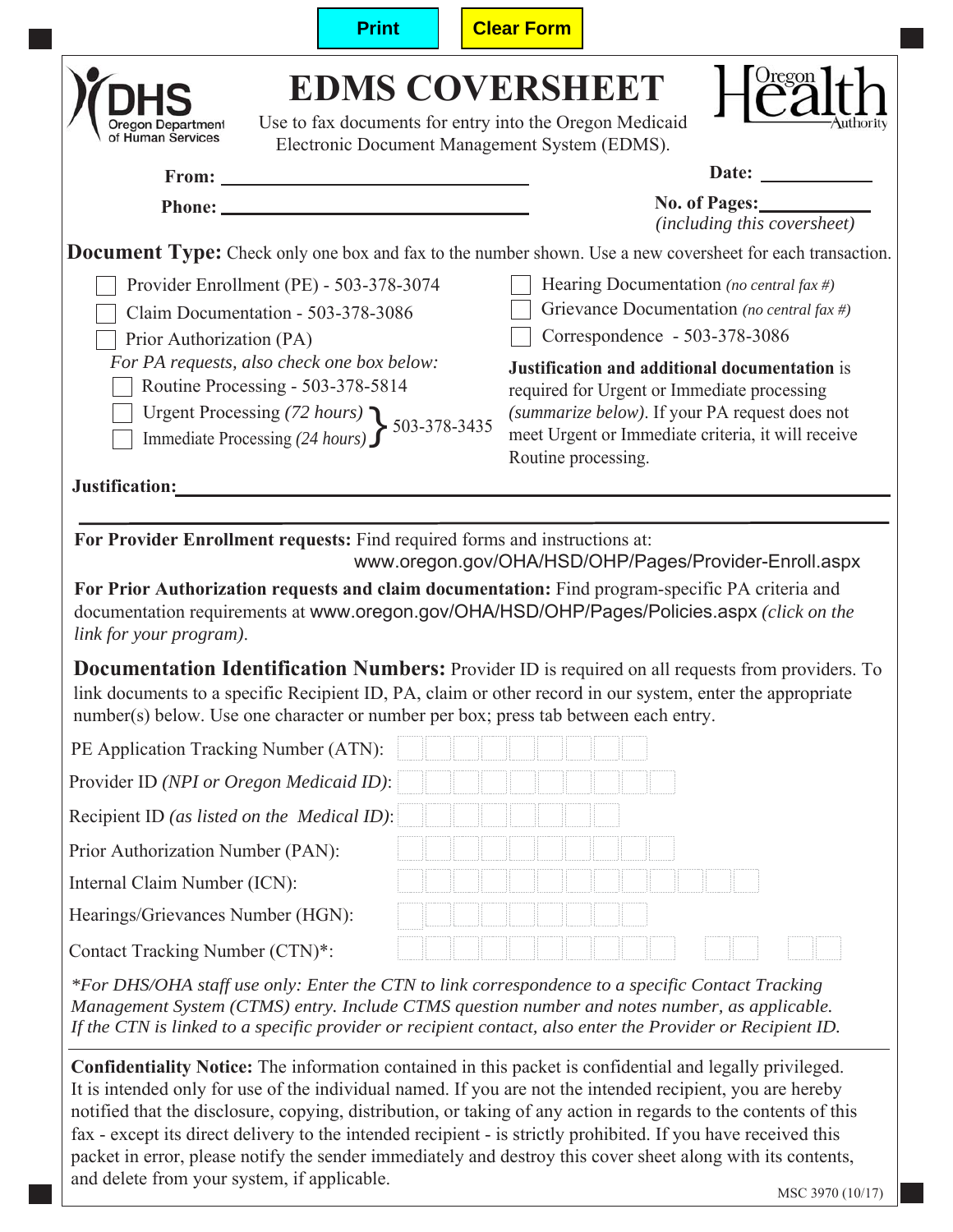Print | Clear Form

DHS Oregon Department of Human Services

# EDMS COVERSHEET

Oregon Health Authority

Use to fax documents for entry into the Oregon Medicaid Electronic Document Management System (EDMS).

**From:** ______________________________ **Date:** ____________

**Phone:** ______________________________ **No. of Pages:** ____________ *(including this coversheet)*

**Document Type:** Check only one box and fax to the number shown. Use a new coversheet for each transaction.

- ☐ Provider Enrollment (PE) - 503-378-3074
- ☐ Claim Documentation - 503-378-3086
- ☐ Prior Authorization (PA)

*For PA requests, also check one box below:*

- ☐ Routine Processing - 503-378-5814
- ☐ Urgent Processing *(72 hours)* } 503-378-3435
- ☐ Immediate Processing *(24 hours)* } 503-378-3435

- ☐ Hearing Documentation *(no central fax #)*
- ☐ Grievance Documentation *(no central fax #)*
- ☐ Correspondence - 503-378-3086

**Justification and additional documentation** is required for Urgent or Immediate processing *(summarize below)*. If your PA request does not meet Urgent or Immediate criteria, it will receive Routine processing.

**Justification:** ______________________________________________________________

**For Provider Enrollment requests:** Find required forms and instructions at: www.oregon.gov/OHA/HSD/OHP/Pages/Provider-Enroll.aspx

**For Prior Authorization requests and claim documentation:** Find program-specific PA criteria and documentation requirements at www.oregon.gov/OHA/HSD/OHP/Pages/Policies.aspx *(click on the link for your program).*

**Documentation Identification Numbers:** Provider ID is required on all requests from providers. To link documents to a specific Recipient ID, PA, claim or other record in our system, enter the appropriate number(s) below. Use one character or number per box; press tab between each entry.

PE Application Tracking Number (ATN): ☐☐☐☐☐☐☐☐☐

Provider ID *(NPI or Oregon Medicaid ID)*: ☐☐☐☐☐☐☐☐☐☐

Recipient ID *(as listed on the Medical ID)*: ☐☐☐☐☐☐☐☐

Prior Authorization Number (PAN): ☐☐☐☐☐☐☐☐☐☐

Internal Claim Number (ICN): ☐☐☐☐☐☐☐☐☐☐☐☐☐

Hearings/Grievances Number (HGN): ☐☐☐☐☐☐☐☐☐

Contact Tracking Number (CTN)*: ☐☐☐☐☐☐☐☐☐☐ ☐☐ ☐☐

*\*For DHS/OHA staff use only: Enter the CTN to link correspondence to a specific Contact Tracking Management System (CTMS) entry. Include CTMS question number and notes number, as applicable. If the CTN is linked to a specific provider or recipient contact, also enter the Provider or Recipient ID.*

**Confidentiality Notice:** The information contained in this packet is confidential and legally privileged. It is intended only for use of the individual named. If you are not the intended recipient, you are hereby notified that the disclosure, copying, distribution, or taking of any action in regards to the contents of this fax - except its direct delivery to the intended recipient - is strictly prohibited. If you have received this packet in error, please notify the sender immediately and destroy this cover sheet along with its contents, and delete from your system, if applicable.

MSC 3970 (10/17)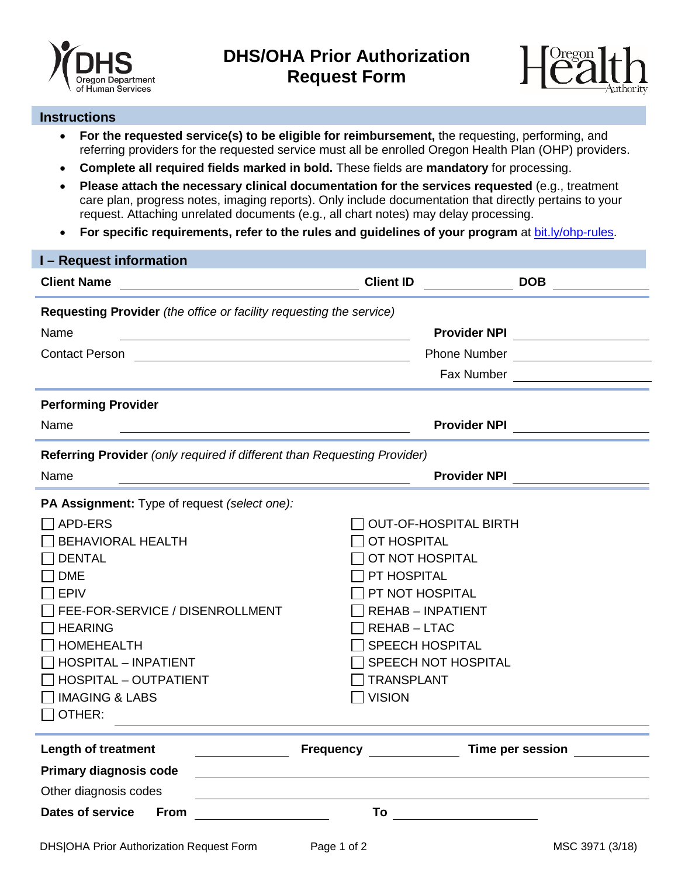# DHS/OHA Prior Authorization Request Form

## Instructions

- **For the requested service(s) to be eligible for reimbursement,** the requesting, performing, and referring providers for the requested service must all be enrolled Oregon Health Plan (OHP) providers.
- **Complete all required fields marked in bold.** These fields are **mandatory** for processing.
- **Please attach the necessary clinical documentation for the services requested** (e.g., treatment care plan, progress notes, imaging reports). Only include documentation that directly pertains to your request. Attaching unrelated documents (e.g., all chart notes) may delay processing.
- **For specific requirements, refer to the rules and guidelines of your program** at bit.ly/ohp-rules.

## I – Request information

**Client Name** ____________________ **Client ID** __________ **DOB** __________

**Requesting Provider** *(the office or facility requesting the service)*

Name ____________________ **Provider NPI** __________

Contact Person ____________________ Phone Number __________

Fax Number __________

**Performing Provider**

Name ____________________ **Provider NPI** __________

**Referring Provider** *(only required if different than Requesting Provider)*

Name ____________________ **Provider NPI** __________

**PA Assignment:** Type of request *(select one)*:

- ☐ APD-ERS
- ☐ BEHAVIORAL HEALTH
- ☐ DENTAL
- ☐ DME
- ☐ EPIV
- ☐ FEE-FOR-SERVICE / DISENROLLMENT
- ☐ HEARING
- ☐ HOMEHEALTH
- ☐ HOSPITAL – INPATIENT
- ☐ HOSPITAL – OUTPATIENT
- ☐ IMAGING & LABS
- ☐ OUT-OF-HOSPITAL BIRTH
- ☐ OT HOSPITAL
- ☐ OT NOT HOSPITAL
- ☐ PT HOSPITAL
- ☐ PT NOT HOSPITAL
- ☐ REHAB – INPATIENT
- ☐ REHAB – LTAC
- ☐ SPEECH HOSPITAL
- ☐ SPEECH NOT HOSPITAL
- ☐ TRANSPLANT
- ☐ VISION
- ☐ OTHER: ____________________

**Length of treatment** __________ **Frequency** __________ **Time per session** __________

**Primary diagnosis code** ____________________

Other diagnosis codes ____________________

**Dates of service** **From** __________ **To** __________

DHS|OHA Prior Authorization Request Form MSC 3971 (3/18)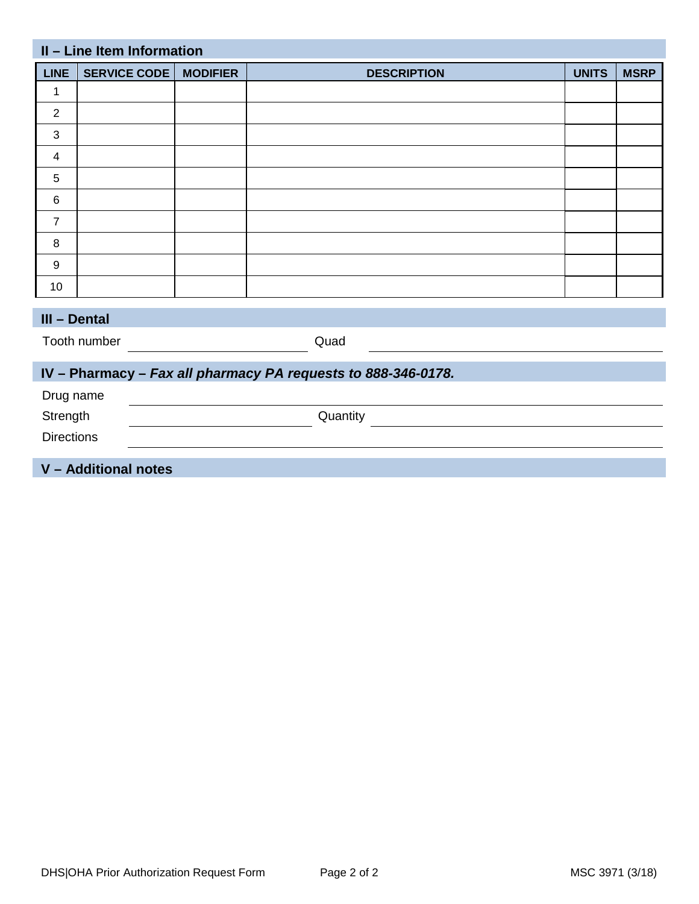## II – Line Item Information

| LINE | SERVICE CODE | MODIFIER | DESCRIPTION | UNITS | MSRP |
|---|---|---|---|---|---|
| 1 | | | | | |
| 2 | | | | | |
| 3 | | | | | |
| 4 | | | | | |
| 5 | | | | | |
| 6 | | | | | |
| 7 | | | | | |
| 8 | | | | | |
| 9 | | | | | |
| 10 | | | | | |

## III – Dental

Tooth number ____________________ Quad ____________________

## IV – Pharmacy – *Fax all pharmacy PA requests to 888-346-0178.*

Drug name ____________________

Strength ____________________ Quantity ____________________

Directions ____________________

## V – Additional notes